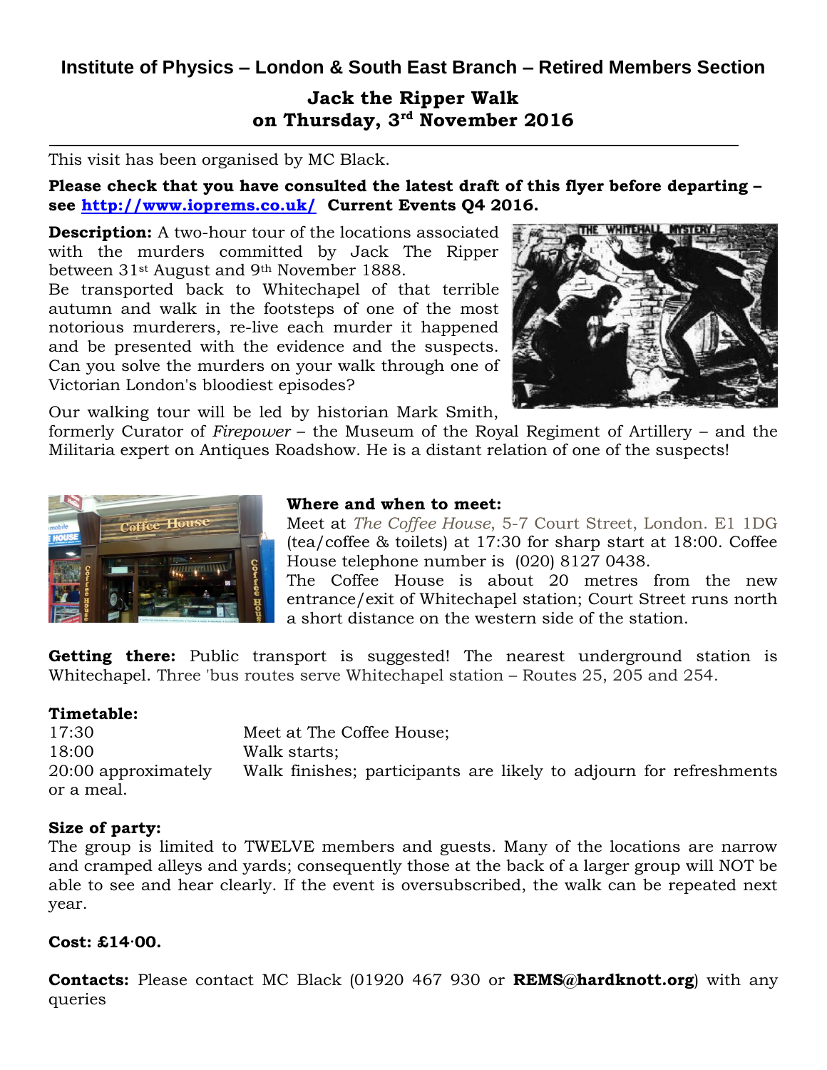**Institute of Physics – London & South East Branch – Retired Members Section**

# Jack the Ripper Walk on Thursday, 3rd November 2016

This visit has been organised by MC Black.

**Please check that you have consulted the latest draft of this flyer before departing – see [http://www.ioprems.co.uk/](http://www.ioprems.co.uk/) Current Events Q4 2016.**

**Description:** A two-hour tour of the locations associated with the murders committed by Jack The Ripper between 31st August and 9th November 1888.

Be transported back to Whitechapel of that terrible autumn and walk in the footsteps of one of the most notorious murderers, re-live each murder it happened and be presented with the evidence and the suspects. Can you solve the murders on your walk through one of Victorian London's bloodiest episodes?

Our walking tour will be led by historian Mark Smith, formerly Curator of *Firepower* – the Museum of the Royal Regiment of Artillery – and the Militaria expert on Antiques Roadshow. He is a distant relation of one of the suspects!

**Where and when to meet:**

Meet at *The Coffee House*, 5-7 Court Street, London. E1 1DG (tea/coffee & toilets) at 17:30 for sharp start at 18:00. Coffee House telephone number is (020) 8127 0438.

The Coffee House is about 20 metres from the new entrance/exit of Whitechapel station; Court Street runs north a short distance on the western side of the station.

**Getting there:** Public transport is suggested! The nearest underground station is Whitechapel. Three 'bus routes serve Whitechapel station – Routes 25, 205 and 254.

**Timetable:**

| | |
|---|---|
| 17:30 | Meet at The Coffee House; |
| 18:00 | Walk starts; |
| 20:00 approximately | Walk finishes; participants are likely to adjourn for refreshments or a meal. |

**Size of party:**

The group is limited to TWELVE members and guests. Many of the locations are narrow and cramped alleys and yards; consequently those at the back of a larger group will NOT be able to see and hear clearly. If the event is oversubscribed, the walk can be repeated next year.

**Cost: £14·00.**

**Contacts:** Please contact MC Black (01920 467 930 or **REMS@hardknott.org**) with any queries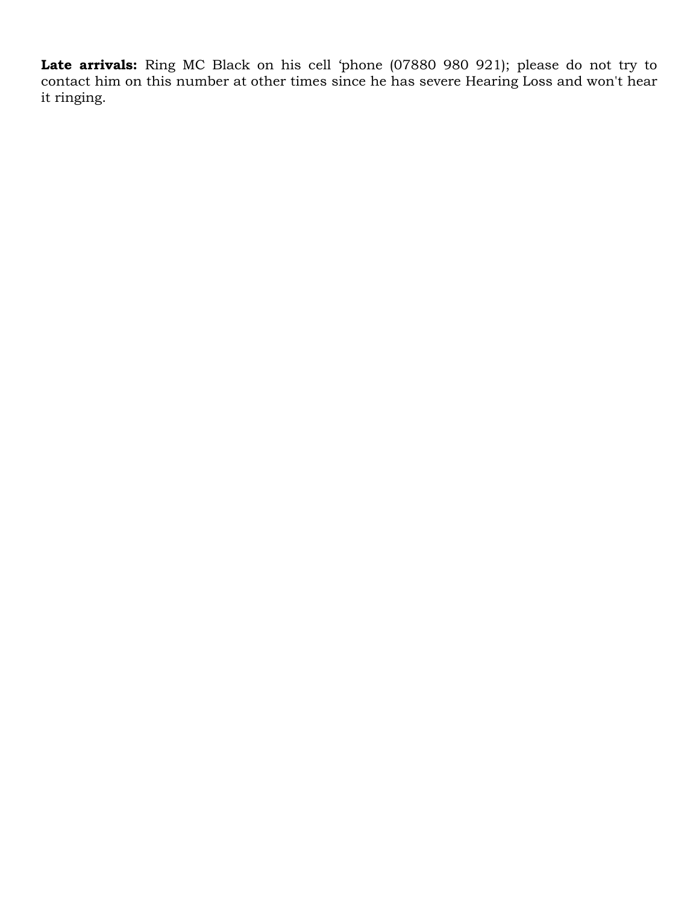**Late arrivals:** Ring MC Black on his cell ‘phone (07880 980 921); please do not try to contact him on this number at other times since he has severe Hearing Loss and won't hear it ringing.